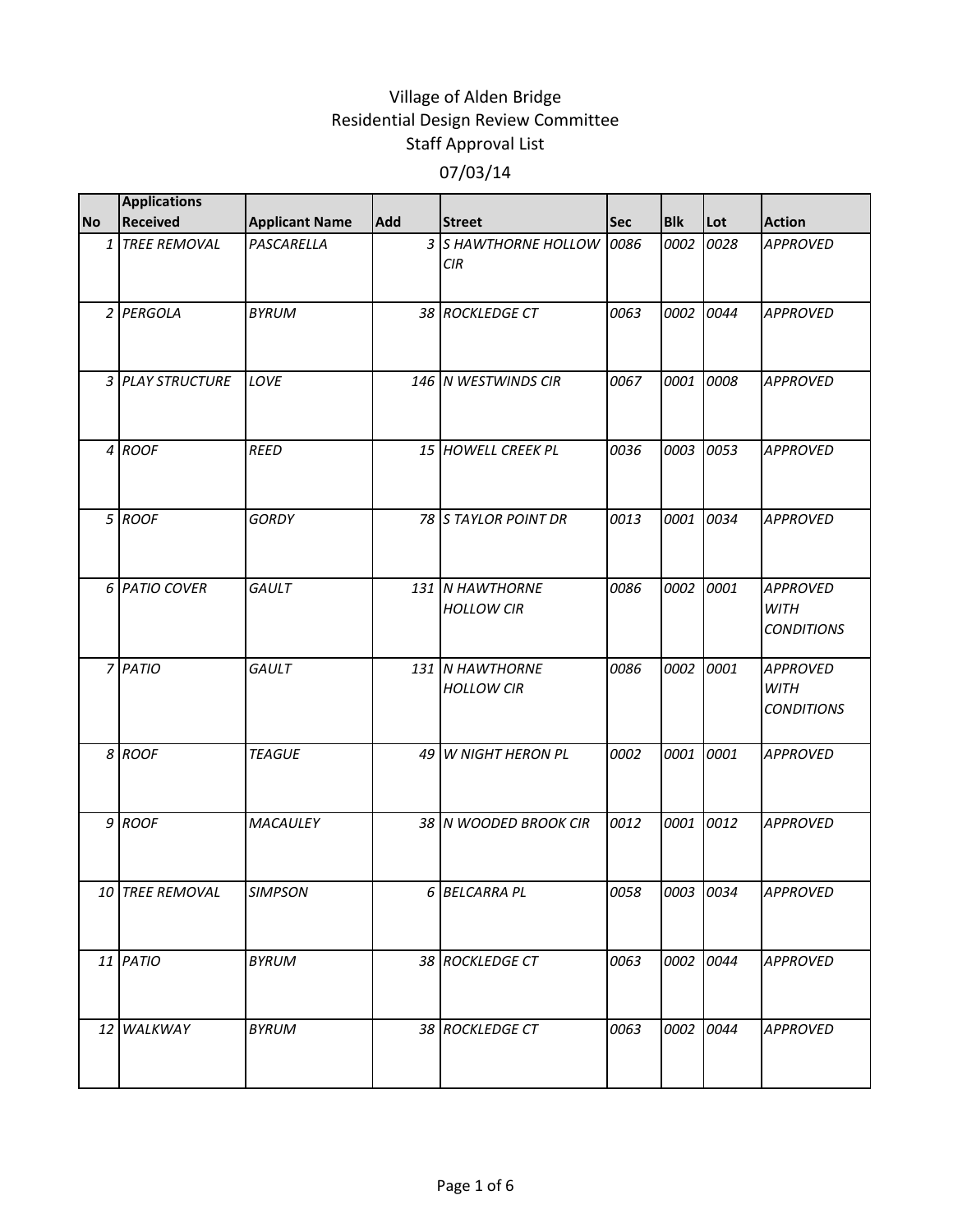# Village of Alden Bridge
## Residential Design Review Committee
## Staff Approval List
### 07/03/14

| No | Applications Received | Applicant Name | Add | Street | Sec | Blk | Lot | Action |
|---|---|---|---|---|---|---|---|---|
| 1 | TREE REMOVAL | PASCARELLA | 3 | S HAWTHORNE HOLLOW CIR | 0086 | 0002 | 0028 | APPROVED |
| 2 | PERGOLA | BYRUM | 38 | ROCKLEDGE CT | 0063 | 0002 | 0044 | APPROVED |
| 3 | PLAY STRUCTURE | LOVE | 146 | N WESTWINDS CIR | 0067 | 0001 | 0008 | APPROVED |
| 4 | ROOF | REED | 15 | HOWELL CREEK PL | 0036 | 0003 | 0053 | APPROVED |
| 5 | ROOF | GORDY | 78 | S TAYLOR POINT DR | 0013 | 0001 | 0034 | APPROVED |
| 6 | PATIO COVER | GAULT | 131 | N HAWTHORNE HOLLOW CIR | 0086 | 0002 | 0001 | APPROVED WITH CONDITIONS |
| 7 | PATIO | GAULT | 131 | N HAWTHORNE HOLLOW CIR | 0086 | 0002 | 0001 | APPROVED WITH CONDITIONS |
| 8 | ROOF | TEAGUE | 49 | W NIGHT HERON PL | 0002 | 0001 | 0001 | APPROVED |
| 9 | ROOF | MACAULEY | 38 | N WOODED BROOK CIR | 0012 | 0001 | 0012 | APPROVED |
| 10 | TREE REMOVAL | SIMPSON | 6 | BELCARRA PL | 0058 | 0003 | 0034 | APPROVED |
| 11 | PATIO | BYRUM | 38 | ROCKLEDGE CT | 0063 | 0002 | 0044 | APPROVED |
| 12 | WALKWAY | BYRUM | 38 | ROCKLEDGE CT | 0063 | 0002 | 0044 | APPROVED |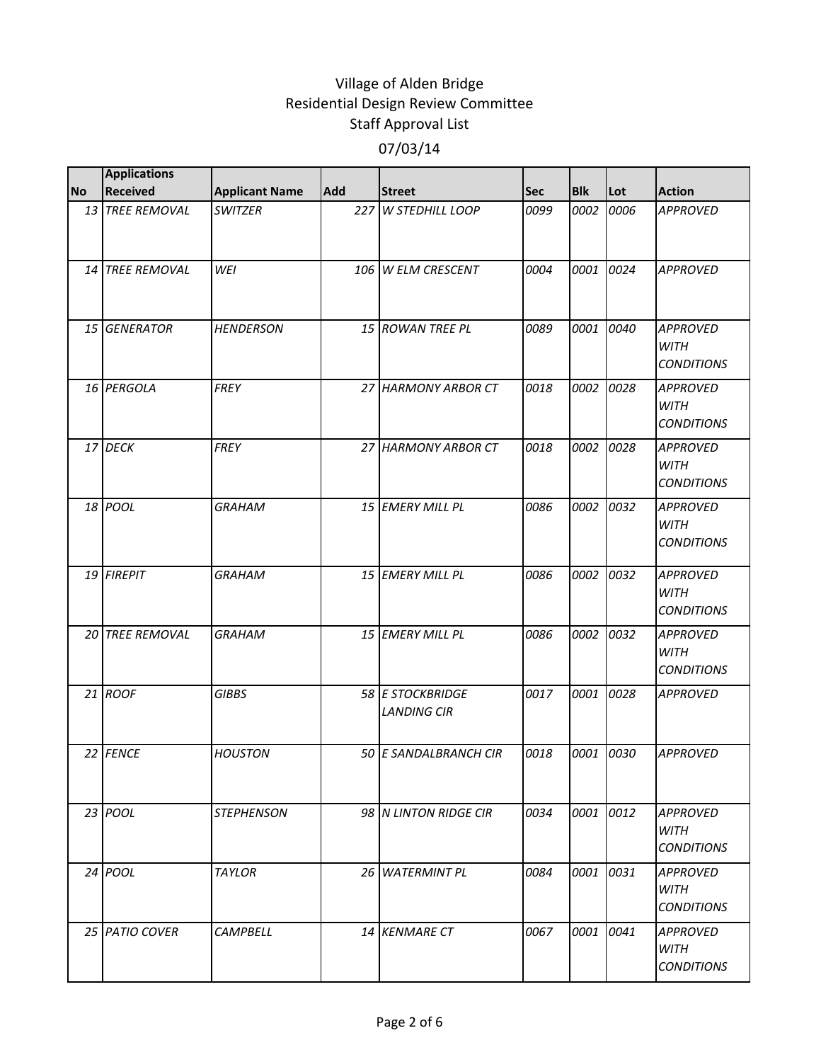# Village of Alden Bridge
## Residential Design Review Committee
## Staff Approval List
## 07/03/14

| No | Applications Received | Applicant Name | Add | Street | Sec | Blk | Lot | Action |
|---|---|---|---|---|---|---|---|---|
| 13 | TREE REMOVAL | SWITZER | 227 | W STEDHILL LOOP | 0099 | 0002 | 0006 | APPROVED |
| 14 | TREE REMOVAL | WEI | 106 | W ELM CRESCENT | 0004 | 0001 | 0024 | APPROVED |
| 15 | GENERATOR | HENDERSON | 15 | ROWAN TREE PL | 0089 | 0001 | 0040 | APPROVED WITH CONDITIONS |
| 16 | PERGOLA | FREY | 27 | HARMONY ARBOR CT | 0018 | 0002 | 0028 | APPROVED WITH CONDITIONS |
| 17 | DECK | FREY | 27 | HARMONY ARBOR CT | 0018 | 0002 | 0028 | APPROVED WITH CONDITIONS |
| 18 | POOL | GRAHAM | 15 | EMERY MILL PL | 0086 | 0002 | 0032 | APPROVED WITH CONDITIONS |
| 19 | FIREPIT | GRAHAM | 15 | EMERY MILL PL | 0086 | 0002 | 0032 | APPROVED WITH CONDITIONS |
| 20 | TREE REMOVAL | GRAHAM | 15 | EMERY MILL PL | 0086 | 0002 | 0032 | APPROVED WITH CONDITIONS |
| 21 | ROOF | GIBBS | 58 | E STOCKBRIDGE LANDING CIR | 0017 | 0001 | 0028 | APPROVED |
| 22 | FENCE | HOUSTON | 50 | E SANDALBRANCH CIR | 0018 | 0001 | 0030 | APPROVED |
| 23 | POOL | STEPHENSON | 98 | N LINTON RIDGE CIR | 0034 | 0001 | 0012 | APPROVED WITH CONDITIONS |
| 24 | POOL | TAYLOR | 26 | WATERMINT PL | 0084 | 0001 | 0031 | APPROVED WITH CONDITIONS |
| 25 | PATIO COVER | CAMPBELL | 14 | KENMARE CT | 0067 | 0001 | 0041 | APPROVED WITH CONDITIONS |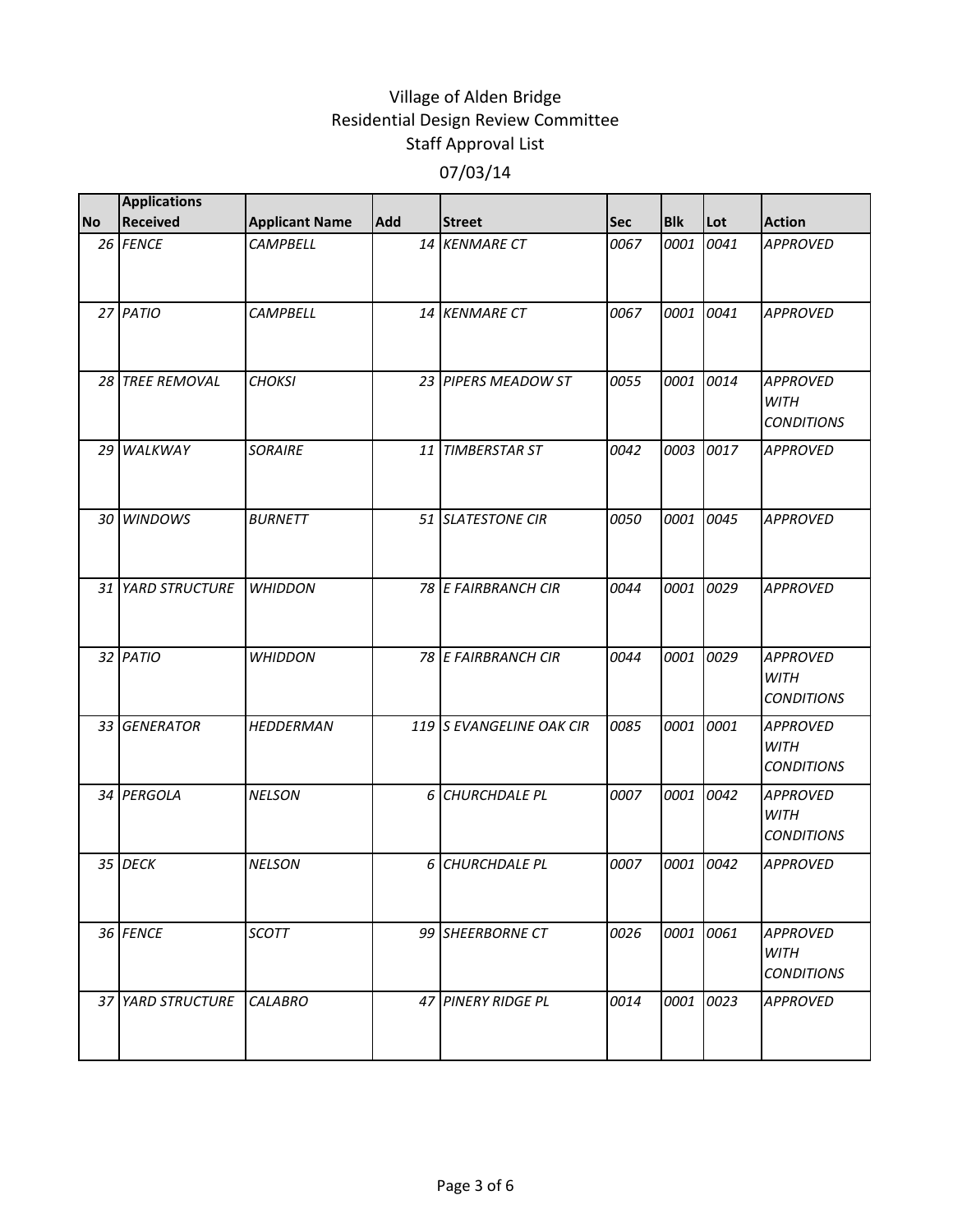# Village of Alden Bridge
## Residential Design Review Committee
## Staff Approval List
## 07/03/14

| No | Applications Received | Applicant Name | Add | Street | Sec | Blk | Lot | Action |
|---|---|---|---|---|---|---|---|---|
| 26 | *FENCE* | *CAMPBELL* | 14 | *KENMARE CT* | *0067* | *0001* | *0041* | *APPROVED* |
| 27 | *PATIO* | *CAMPBELL* | 14 | *KENMARE CT* | *0067* | *0001* | *0041* | *APPROVED* |
| 28 | *TREE REMOVAL* | *CHOKSI* | 23 | *PIPERS MEADOW ST* | *0055* | *0001* | *0014* | *APPROVED WITH CONDITIONS* |
| 29 | *WALKWAY* | *SORAIRE* | 11 | *TIMBERSTAR ST* | *0042* | *0003* | *0017* | *APPROVED* |
| 30 | *WINDOWS* | *BURNETT* | 51 | *SLATESTONE CIR* | *0050* | *0001* | *0045* | *APPROVED* |
| 31 | *YARD STRUCTURE* | *WHIDDON* | 78 | *E FAIRBRANCH CIR* | *0044* | *0001* | *0029* | *APPROVED* |
| 32 | *PATIO* | *WHIDDON* | 78 | *E FAIRBRANCH CIR* | *0044* | *0001* | *0029* | *APPROVED WITH CONDITIONS* |
| 33 | *GENERATOR* | *HEDDERMAN* | 119 | *S EVANGELINE OAK CIR* | *0085* | *0001* | *0001* | *APPROVED WITH CONDITIONS* |
| 34 | *PERGOLA* | *NELSON* | 6 | *CHURCHDALE PL* | *0007* | *0001* | *0042* | *APPROVED WITH CONDITIONS* |
| 35 | *DECK* | *NELSON* | 6 | *CHURCHDALE PL* | *0007* | *0001* | *0042* | *APPROVED* |
| 36 | *FENCE* | *SCOTT* | 99 | *SHEERBORNE CT* | *0026* | *0001* | *0061* | *APPROVED WITH CONDITIONS* |
| 37 | *YARD STRUCTURE* | *CALABRO* | 47 | *PINERY RIDGE PL* | *0014* | *0001* | *0023* | *APPROVED* |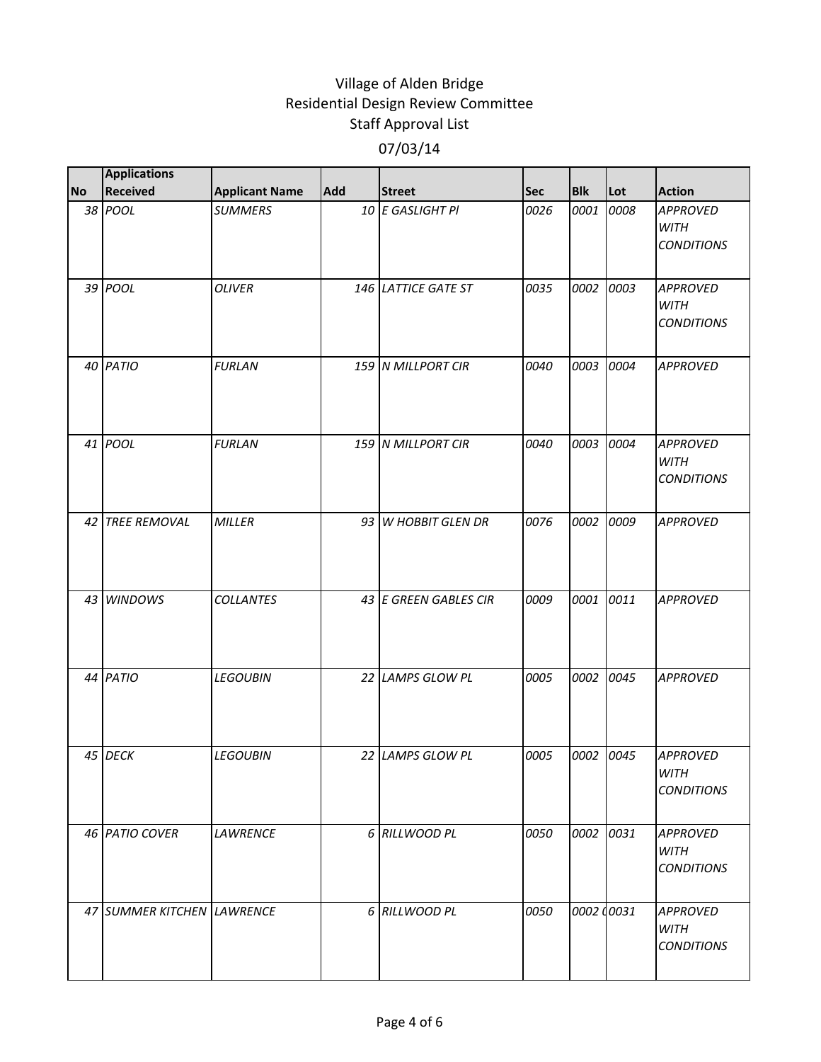Village of Alden Bridge
Residential Design Review Committee
Staff Approval List
07/03/14

| No | Applications Received | Applicant Name | Add | Street | Sec | Blk | Lot | Action |
|---|---|---|---|---|---|---|---|---|
| 38 | POOL | SUMMERS | 10 | E GASLIGHT Pl | 0026 | 0001 | 0008 | APPROVED WITH CONDITIONS |
| 39 | POOL | OLIVER | 146 | LATTICE GATE ST | 0035 | 0002 | 0003 | APPROVED WITH CONDITIONS |
| 40 | PATIO | FURLAN | 159 | N MILLPORT CIR | 0040 | 0003 | 0004 | APPROVED |
| 41 | POOL | FURLAN | 159 | N MILLPORT CIR | 0040 | 0003 | 0004 | APPROVED WITH CONDITIONS |
| 42 | TREE REMOVAL | MILLER | 93 | W HOBBIT GLEN DR | 0076 | 0002 | 0009 | APPROVED |
| 43 | WINDOWS | COLLANTES | 43 | E GREEN GABLES CIR | 0009 | 0001 | 0011 | APPROVED |
| 44 | PATIO | LEGOUBIN | 22 | LAMPS GLOW PL | 0005 | 0002 | 0045 | APPROVED |
| 45 | DECK | LEGOUBIN | 22 | LAMPS GLOW PL | 0005 | 0002 | 0045 | APPROVED WITH CONDITIONS |
| 46 | PATIO COVER | LAWRENCE | 6 | RILLWOOD PL | 0050 | 0002 | 0031 | APPROVED WITH CONDITIONS |
| 47 | SUMMER KITCHEN | LAWRENCE | 6 | RILLWOOD PL | 0050 | 0002 | 0031 | APPROVED WITH CONDITIONS |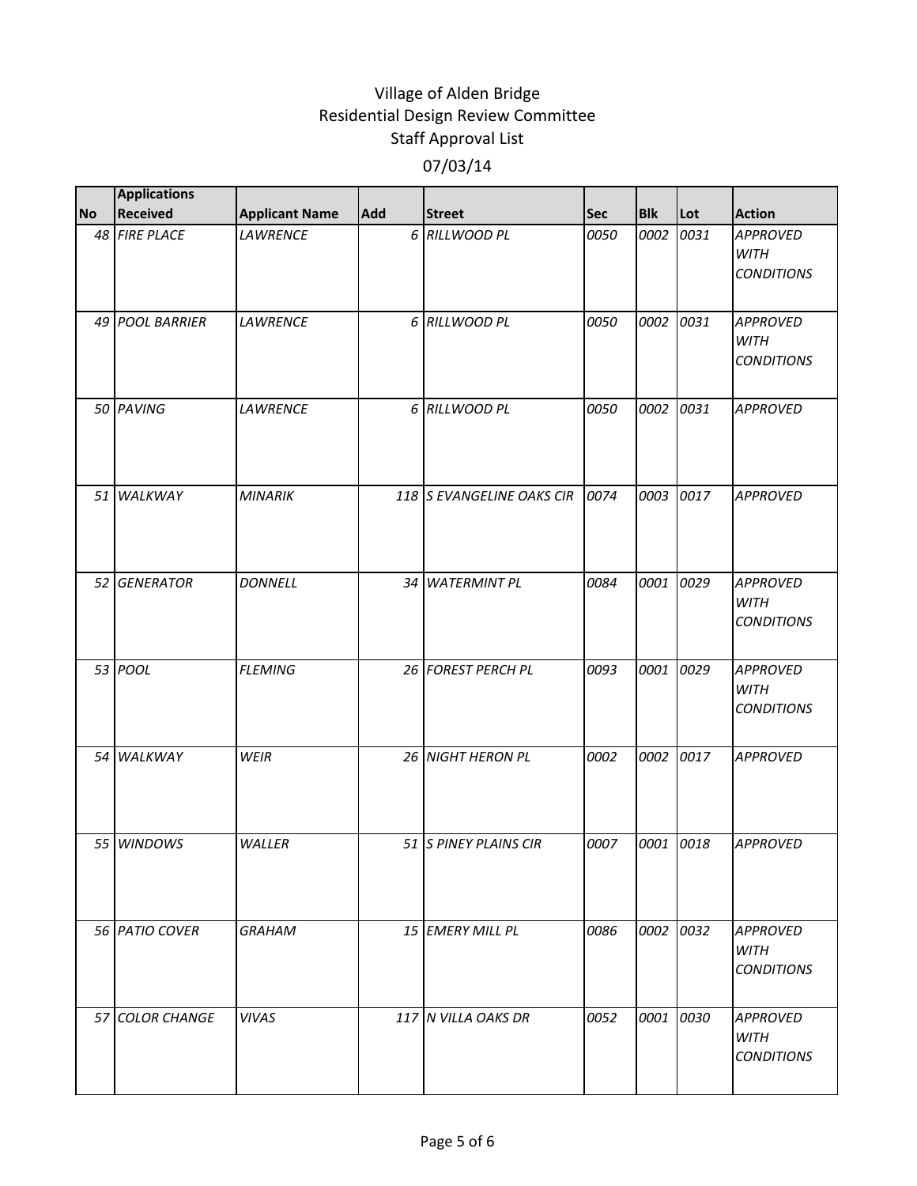# Village of Alden Bridge
## Residential Design Review Committee
## Staff Approval List
### 07/03/14

| No | Applications Received | Applicant Name | Add | Street | Sec | Blk | Lot | Action |
|---|---|---|---|---|---|---|---|---|
| 48 | *FIRE PLACE* | *LAWRENCE* | 6 | *RILLWOOD PL* | *0050* | *0002* | *0031* | *APPROVED WITH CONDITIONS* |
| 49 | *POOL BARRIER* | *LAWRENCE* | 6 | *RILLWOOD PL* | *0050* | *0002* | *0031* | *APPROVED WITH CONDITIONS* |
| 50 | *PAVING* | *LAWRENCE* | 6 | *RILLWOOD PL* | *0050* | *0002* | *0031* | *APPROVED* |
| 51 | *WALKWAY* | *MINARIK* | 118 | *S EVANGELINE OAKS CIR* | *0074* | *0003* | *0017* | *APPROVED* |
| 52 | *GENERATOR* | *DONNELL* | 34 | *WATERMINT PL* | *0084* | *0001* | *0029* | *APPROVED WITH CONDITIONS* |
| 53 | *POOL* | *FLEMING* | 26 | *FOREST PERCH PL* | *0093* | *0001* | *0029* | *APPROVED WITH CONDITIONS* |
| 54 | *WALKWAY* | *WEIR* | 26 | *NIGHT HERON PL* | *0002* | *0002* | *0017* | *APPROVED* |
| 55 | *WINDOWS* | *WALLER* | 51 | *S PINEY PLAINS CIR* | *0007* | *0001* | *0018* | *APPROVED* |
| 56 | *PATIO COVER* | *GRAHAM* | 15 | *EMERY MILL PL* | *0086* | *0002* | *0032* | *APPROVED WITH CONDITIONS* |
| 57 | *COLOR CHANGE* | *VIVAS* | 117 | *N VILLA OAKS DR* | *0052* | *0001* | *0030* | *APPROVED WITH CONDITIONS* |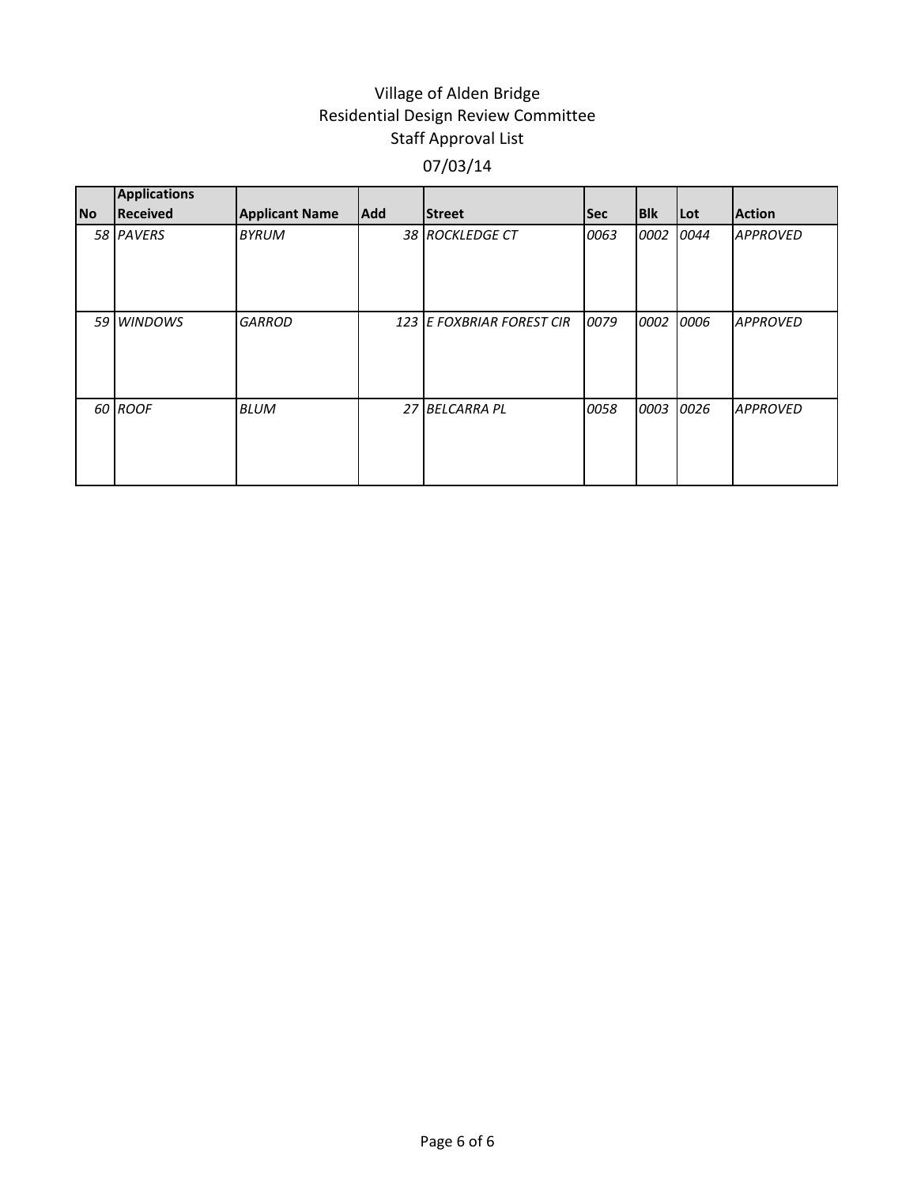Village of Alden Bridge
Residential Design Review Committee
Staff Approval List
07/03/14

| No | Applications Received | Applicant Name | Add | Street | Sec | Blk | Lot | Action |
|---|---|---|---|---|---|---|---|---|
| *58* | *PAVERS* | *BYRUM* | *38* | *ROCKLEDGE CT* | *0063* | *0002* | *0044* | *APPROVED* |
| *59* | *WINDOWS* | *GARROD* | *123* | *E FOXBRIAR FOREST CIR* | *0079* | *0002* | *0006* | *APPROVED* |
| *60* | *ROOF* | *BLUM* | *27* | *BELCARRA PL* | *0058* | *0003* | *0026* | *APPROVED* |